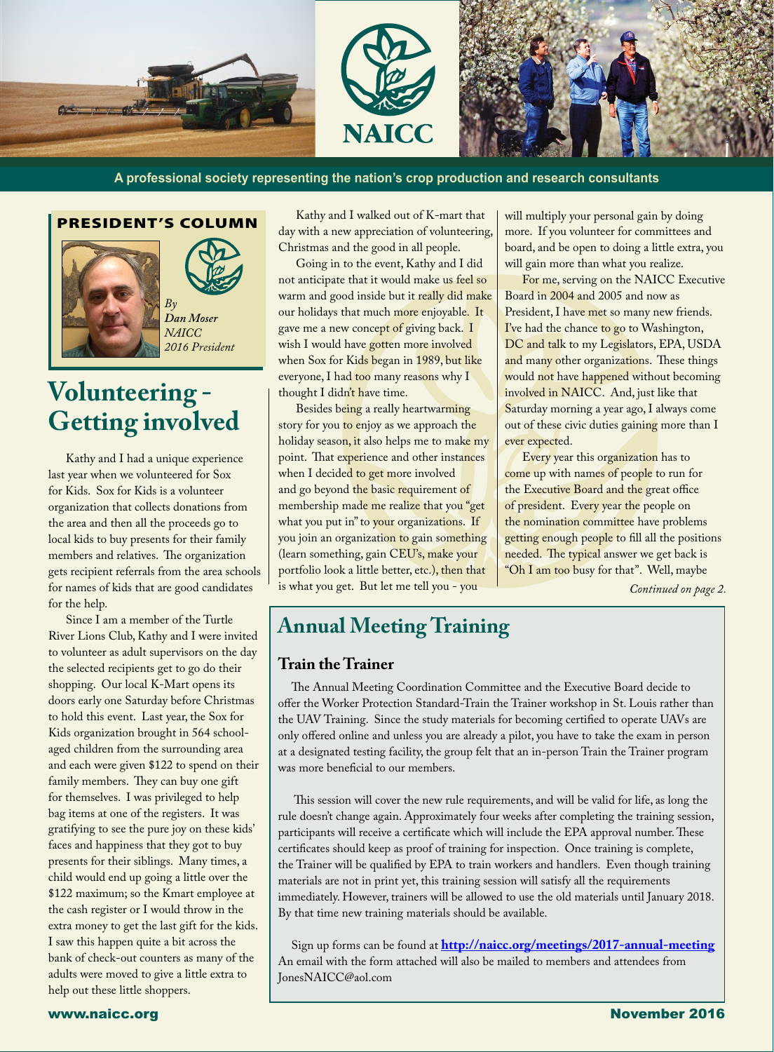NAICC

A professional society representing the nation's crop production and research consultants

**PRESIDENT'S COLUMN**

*By Dan Moser NAICC 2016 President*

# Volunteering - Getting involved

Kathy and I had a unique experience last year when we volunteered for Sox for Kids. Sox for Kids is a volunteer organization that collects donations from the area and then all the proceeds go to local kids to buy presents for their family members and relatives. The organization gets recipient referrals from the area schools for names of kids that are good candidates for the help.

Since I am a member of the Turtle River Lions Club, Kathy and I were invited to volunteer as adult supervisors on the day the selected recipients get to go do their shopping. Our local K-Mart opens its doors early one Saturday before Christmas to hold this event. Last year, the Sox for Kids organization brought in 564 school-aged children from the surrounding area and each were given $122 to spend on their family members. They can buy one gift for themselves. I was privileged to help bag items at one of the registers. It was gratifying to see the pure joy on these kids' faces and happiness that they got to buy presents for their siblings. Many times, a child would end up going a little over the $122 maximum; so the Kmart employee at the cash register or I would throw in the extra money to get the last gift for the kids. I saw this happen quite a bit across the bank of check-out counters as many of the adults were moved to give a little extra to help out these little shoppers.

Kathy and I walked out of K-mart that day with a new appreciation of volunteering, Christmas and the good in all people.

Going in to the event, Kathy and I did not anticipate that it would make us feel so warm and good inside but it really did make our holidays that much more enjoyable. It gave me a new concept of giving back. I wish I would have gotten more involved when Sox for Kids began in 1989, but like everyone, I had too many reasons why I thought I didn't have time.

Besides being a really heartwarming story for you to enjoy as we approach the holiday season, it also helps me to make my point. That experience and other instances when I decided to get more involved and go beyond the basic requirement of membership made me realize that you "get what you put in" to your organizations. If you join an organization to gain something (learn something, gain CEU's, make your portfolio look a little better, etc.), then that is what you get. But let me tell you - you will multiply your personal gain by doing more. If you volunteer for committees and board, and be open to doing a little extra, you will gain more than what you realize.

For me, serving on the NAICC Executive Board in 2004 and 2005 and now as President, I have met so many new friends. I've had the chance to go to Washington, DC and talk to my Legislators, EPA, USDA and many other organizations. These things would not have happened without becoming involved in NAICC. And, just like that Saturday morning a year ago, I always come out of these civic duties gaining more than I ever expected.

Every year this organization has to come up with names of people to run for the Executive Board and the great office of president. Every year the people on the nomination committee have problems getting enough people to fill all the positions needed. The typical answer we get back is "Oh I am too busy for that". Well, maybe

*Continued on page 2.*

# Annual Meeting Training

## Train the Trainer

The Annual Meeting Coordination Committee and the Executive Board decide to offer the Worker Protection Standard-Train the Trainer workshop in St. Louis rather than the UAV Training. Since the study materials for becoming certified to operate UAVs are only offered online and unless you are already a pilot, you have to take the exam in person at a designated testing facility, the group felt that an in-person Train the Trainer program was more beneficial to our members.

This session will cover the new rule requirements, and will be valid for life, as long the rule doesn't change again. Approximately four weeks after completing the training session, participants will receive a certificate which will include the EPA approval number. These certificates should keep as proof of training for inspection. Once training is complete, the Trainer will be qualified by EPA to train workers and handlers. Even though training materials are not in print yet, this training session will satisfy all the requirements immediately. However, trainers will be allowed to use the old materials until January 2018. By that time new training materials should be available.

Sign up forms can be found at **http://naicc.org/meetings/2017-annual-meeting** An email with the form attached will also be mailed to members and attendees from JonesNAICC@aol.com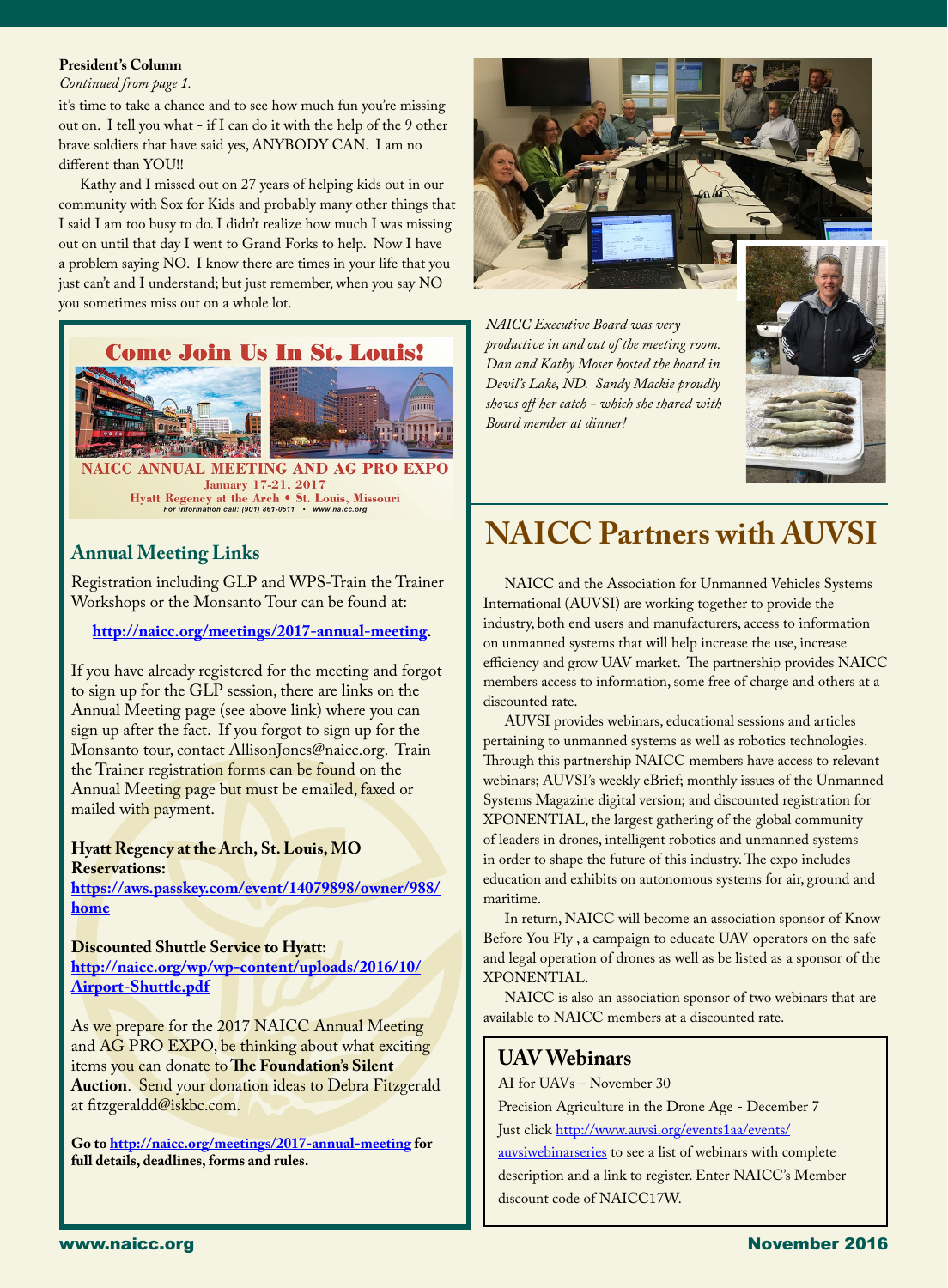**President's Column**

*Continued from page 1.*

it's time to take a chance and to see how much fun you're missing out on. I tell you what - if I can do it with the help of the 9 other brave soldiers that have said yes, ANYBODY CAN. I am no different than YOU!!

Kathy and I missed out on 27 years of helping kids out in our community with Sox for Kids and probably many other things that I said I am too busy to do. I didn't realize how much I was missing out on until that day I went to Grand Forks to help. Now I have a problem saying NO. I know there are times in your life that you just can't and I understand; but just remember, when you say NO you sometimes miss out on a whole lot.

*NAICC Executive Board was very productive in and out of the meeting room. Dan and Kathy Moser hosted the board in Devil's Lake, ND. Sandy Mackie proudly shows off her catch - which she shared with Board member at dinner!*

**Come Join Us In St. Louis!**

**NAICC ANNUAL MEETING AND AG PRO EXPO**
**January 17-21, 2017**
**Hyatt Regency at the Arch • St. Louis, Missouri**
*For information call: (901) 861-0511 • www.naicc.org*

## Annual Meeting Links

Registration including GLP and WPS-Train the Trainer Workshops or the Monsanto Tour can be found at:

**http://naicc.org/meetings/2017-annual-meeting.**

If you have already registered for the meeting and forgot to sign up for the GLP session, there are links on the Annual Meeting page (see above link) where you can sign up after the fact. If you forgot to sign up for the Monsanto tour, contact AllisonJones@naicc.org. Train the Trainer registration forms can be found on the Annual Meeting page but must be emailed, faxed or mailed with payment.

**Hyatt Regency at the Arch, St. Louis, MO Reservations:**
**https://aws.passkey.com/event/14079898/owner/988/home**

**Discounted Shuttle Service to Hyatt:**
**http://naicc.org/wp/wp-content/uploads/2016/10/Airport-Shuttle.pdf**

As we prepare for the 2017 NAICC Annual Meeting and AG PRO EXPO, be thinking about what exciting items you can donate to **The Foundation's Silent Auction**. Send your donation ideas to Debra Fitzgerald at fitzgeraldd@iskbc.com.

**Go to http://naicc.org/meetings/2017-annual-meeting for full details, deadlines, forms and rules.**

# NAICC Partners with AUVSI

NAICC and the Association for Unmanned Vehicles Systems International (AUVSI) are working together to provide the industry, both end users and manufacturers, access to information on unmanned systems that will help increase the use, increase efficiency and grow UAV market. The partnership provides NAICC members access to information, some free of charge and others at a discounted rate.

AUVSI provides webinars, educational sessions and articles pertaining to unmanned systems as well as robotics technologies. Through this partnership NAICC members have access to relevant webinars; AUVSI's weekly eBrief; monthly issues of the Unmanned Systems Magazine digital version; and discounted registration for XPONENTIAL, the largest gathering of the global community of leaders in drones, intelligent robotics and unmanned systems in order to shape the future of this industry. The expo includes education and exhibits on autonomous systems for air, ground and maritime.

In return, NAICC will become an association sponsor of Know Before You Fly , a campaign to educate UAV operators on the safe and legal operation of drones as well as be listed as a sponsor of the XPONENTIAL.

NAICC is also an association sponsor of two webinars that are available to NAICC members at a discounted rate.

## UAV Webinars

AI for UAVs – November 30

Precision Agriculture in the Drone Age - December 7

Just click http://www.auvsi.org/events1aa/events/auvsiwebinarseries to see a list of webinars with complete description and a link to register. Enter NAICC's Member discount code of NAICC17W.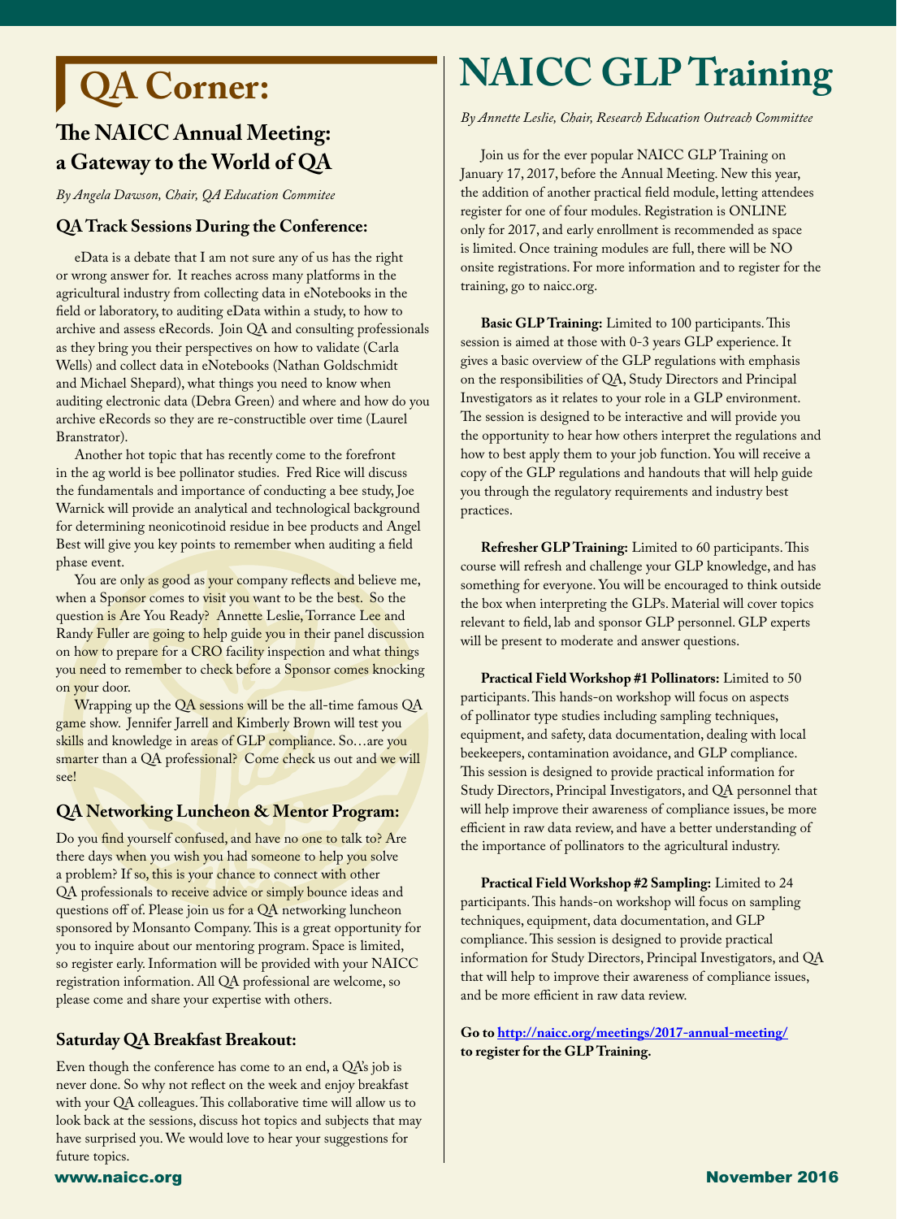# QA Corner:

## The NAICC Annual Meeting: a Gateway to the World of QA

*By Angela Dawson, Chair, QA Education Commitee*

### QA Track Sessions During the Conference:

eData is a debate that I am not sure any of us has the right or wrong answer for. It reaches across many platforms in the agricultural industry from collecting data in eNotebooks in the field or laboratory, to auditing eData within a study, to how to archive and assess eRecords. Join QA and consulting professionals as they bring you their perspectives on how to validate (Carla Wells) and collect data in eNotebooks (Nathan Goldschmidt and Michael Shepard), what things you need to know when auditing electronic data (Debra Green) and where and how do you archive eRecords so they are re-constructible over time (Laurel Branstrator).

Another hot topic that has recently come to the forefront in the ag world is bee pollinator studies. Fred Rice will discuss the fundamentals and importance of conducting a bee study, Joe Warnick will provide an analytical and technological background for determining neonicotinoid residue in bee products and Angel Best will give you key points to remember when auditing a field phase event.

You are only as good as your company reflects and believe me, when a Sponsor comes to visit you want to be the best. So the question is Are You Ready? Annette Leslie, Torrance Lee and Randy Fuller are going to help guide you in their panel discussion on how to prepare for a CRO facility inspection and what things you need to remember to check before a Sponsor comes knocking on your door.

Wrapping up the QA sessions will be the all-time famous QA game show. Jennifer Jarrell and Kimberly Brown will test you skills and knowledge in areas of GLP compliance. So…are you smarter than a QA professional? Come check us out and we will see!

### QA Networking Luncheon & Mentor Program:

Do you find yourself confused, and have no one to talk to? Are there days when you wish you had someone to help you solve a problem? If so, this is your chance to connect with other QA professionals to receive advice or simply bounce ideas and questions off of. Please join us for a QA networking luncheon sponsored by Monsanto Company. This is a great opportunity for you to inquire about our mentoring program. Space is limited, so register early. Information will be provided with your NAICC registration information. All QA professional are welcome, so please come and share your expertise with others.

### Saturday QA Breakfast Breakout:

Even though the conference has come to an end, a QA's job is never done. So why not reflect on the week and enjoy breakfast with your QA colleagues. This collaborative time will allow us to look back at the sessions, discuss hot topics and subjects that may have surprised you. We would love to hear your suggestions for future topics.

# NAICC GLP Training

*By Annette Leslie, Chair, Research Education Outreach Committee*

Join us for the ever popular NAICC GLP Training on January 17, 2017, before the Annual Meeting. New this year, the addition of another practical field module, letting attendees register for one of four modules. Registration is ONLINE only for 2017, and early enrollment is recommended as space is limited. Once training modules are full, there will be NO onsite registrations. For more information and to register for the training, go to naicc.org.

**Basic GLP Training:** Limited to 100 participants. This session is aimed at those with 0-3 years GLP experience. It gives a basic overview of the GLP regulations with emphasis on the responsibilities of QA, Study Directors and Principal Investigators as it relates to your role in a GLP environment. The session is designed to be interactive and will provide you the opportunity to hear how others interpret the regulations and how to best apply them to your job function. You will receive a copy of the GLP regulations and handouts that will help guide you through the regulatory requirements and industry best practices.

**Refresher GLP Training:** Limited to 60 participants. This course will refresh and challenge your GLP knowledge, and has something for everyone. You will be encouraged to think outside the box when interpreting the GLPs. Material will cover topics relevant to field, lab and sponsor GLP personnel. GLP experts will be present to moderate and answer questions.

**Practical Field Workshop #1 Pollinators:** Limited to 50 participants. This hands-on workshop will focus on aspects of pollinator type studies including sampling techniques, equipment, and safety, data documentation, dealing with local beekeepers, contamination avoidance, and GLP compliance. This session is designed to provide practical information for Study Directors, Principal Investigators, and QA personnel that will help improve their awareness of compliance issues, be more efficient in raw data review, and have a better understanding of the importance of pollinators to the agricultural industry.

**Practical Field Workshop #2 Sampling:** Limited to 24 participants. This hands-on workshop will focus on sampling techniques, equipment, data documentation, and GLP compliance. This session is designed to provide practical information for Study Directors, Principal Investigators, and QA that will help to improve their awareness of compliance issues, and be more efficient in raw data review.

**Go to [http://naicc.org/meetings/2017-annual-meeting/](http://naicc.org/meetings/2017-annual-meeting/) to register for the GLP Training.**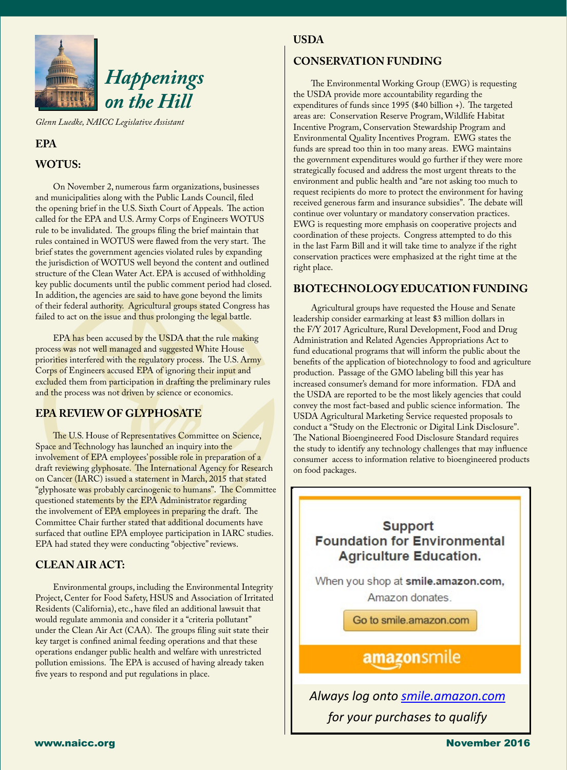# Happenings on the Hill

*Glenn Luedke, NAICC Legislative Assistant*

## EPA

### WOTUS:

On November 2, numerous farm organizations, businesses and municipalities along with the Public Lands Council, filed the opening brief in the U.S. Sixth Court of Appeals. The action called for the EPA and U.S. Army Corps of Engineers WOTUS rule to be invalidated. The groups filing the brief maintain that rules contained in WOTUS were flawed from the very start. The brief states the government agencies violated rules by expanding the jurisdiction of WOTUS well beyond the content and outlined structure of the Clean Water Act. EPA is accused of withholding key public documents until the public comment period had closed. In addition, the agencies are said to have gone beyond the limits of their federal authority. Agricultural groups stated Congress has failed to act on the issue and thus prolonging the legal battle.

EPA has been accused by the USDA that the rule making process was not well managed and suggested White House priorities interfered with the regulatory process. The U.S. Army Corps of Engineers accused EPA of ignoring their input and excluded them from participation in drafting the preliminary rules and the process was not driven by science or economics.

### EPA REVIEW OF GLYPHOSATE

The U.S. House of Representatives Committee on Science, Space and Technology has launched an inquiry into the involvement of EPA employees' possible role in preparation of a draft reviewing glyphosate. The International Agency for Research on Cancer (IARC) issued a statement in March, 2015 that stated "glyphosate was probably carcinogenic to humans". The Committee questioned statements by the EPA Administrator regarding the involvement of EPA employees in preparing the draft. The Committee Chair further stated that additional documents have surfaced that outline EPA employee participation in IARC studies. EPA had stated they were conducting "objective" reviews.

### CLEAN AIR ACT:

Environmental groups, including the Environmental Integrity Project, Center for Food Safety, HSUS and Association of Irritated Residents (California), etc., have filed an additional lawsuit that would regulate ammonia and consider it a "criteria pollutant" under the Clean Air Act (CAA). The groups filing suit state their key target is confined animal feeding operations and that these operations endanger public health and welfare with unrestricted pollution emissions. The EPA is accused of having already taken five years to respond and put regulations in place.

## USDA

### CONSERVATION FUNDING

The Environmental Working Group (EWG) is requesting the USDA provide more accountability regarding the expenditures of funds since 1995 ($40 billion +). The targeted areas are: Conservation Reserve Program, Wildlife Habitat Incentive Program, Conservation Stewardship Program and Environmental Quality Incentives Program. EWG states the funds are spread too thin in too many areas. EWG maintains the government expenditures would go further if they were more strategically focused and address the most urgent threats to the environment and public health and "are not asking too much to request recipients do more to protect the environment for having received generous farm and insurance subsidies". The debate will continue over voluntary or mandatory conservation practices. EWG is requesting more emphasis on cooperative projects and coordination of these projects. Congress attempted to do this in the last Farm Bill and it will take time to analyze if the right conservation practices were emphasized at the right time at the right place.

### BIOTECHNOLOGY EDUCATION FUNDING

Agricultural groups have requested the House and Senate leadership consider earmarking at least $3 million dollars in the F/Y 2017 Agriculture, Rural Development, Food and Drug Administration and Related Agencies Appropriations Act to fund educational programs that will inform the public about the benefits of the application of biotechnology to food and agriculture production. Passage of the GMO labeling bill this year has increased consumer's demand for more information. FDA and the USDA are reported to be the most likely agencies that could convey the most fact-based and public science information. The USDA Agricultural Marketing Service requested proposals to conduct a "Study on the Electronic or Digital Link Disclosure". The National Bioengineered Food Disclosure Standard requires the study to identify any technology challenges that may influence consumer access to information relative to bioengineered products on food packages.

**Support Foundation for Environmental Agriculture Education.**

When you shop at **smile.amazon.com,** Amazon donates.

Go to smile.amazon.com

amazonsmile

*Always log onto smile.amazon.com for your purchases to qualify*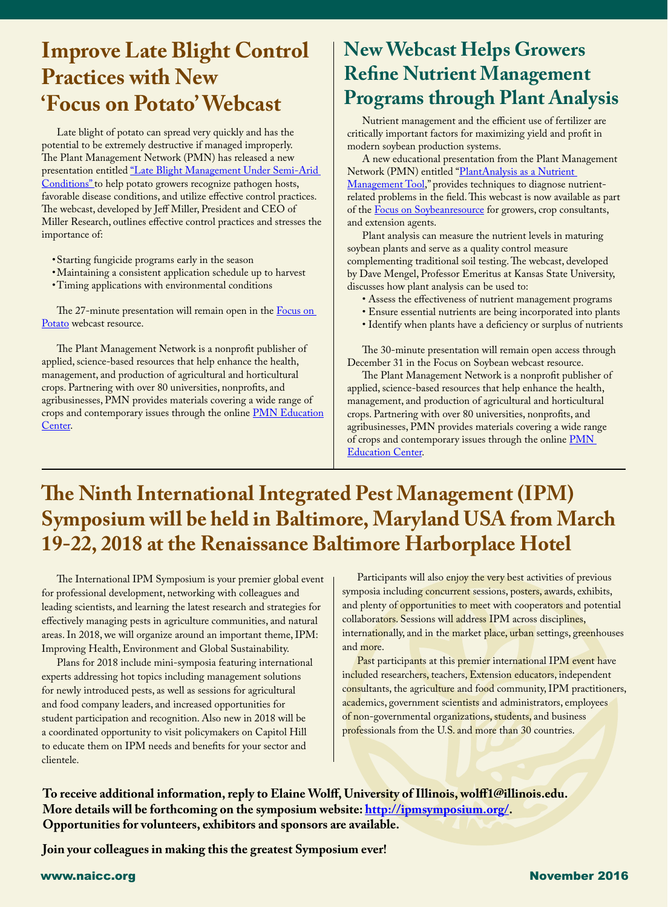## Improve Late Blight Control Practices with New 'Focus on Potato' Webcast

Late blight of potato can spread very quickly and has the potential to be extremely destructive if managed improperly. The Plant Management Network (PMN) has released a new presentation entitled "Late Blight Management Under Semi-Arid Conditions" to help potato growers recognize pathogen hosts, favorable disease conditions, and utilize effective control practices. The webcast, developed by Jeff Miller, President and CEO of Miller Research, outlines effective control practices and stresses the importance of:

- Starting fungicide programs early in the season
- Maintaining a consistent application schedule up to harvest
- Timing applications with environmental conditions

The 27-minute presentation will remain open in the Focus on Potato webcast resource.

The Plant Management Network is a nonprofit publisher of applied, science-based resources that help enhance the health, management, and production of agricultural and horticultural crops. Partnering with over 80 universities, nonprofits, and agribusinesses, PMN provides materials covering a wide range of crops and contemporary issues through the online PMN Education Center.

## New Webcast Helps Growers Refine Nutrient Management Programs through Plant Analysis

Nutrient management and the efficient use of fertilizer are critically important factors for maximizing yield and profit in modern soybean production systems.

A new educational presentation from the Plant Management Network (PMN) entitled "PlantAnalysis as a Nutrient Management Tool," provides techniques to diagnose nutrient-related problems in the field. This webcast is now available as part of the Focus on Soybeanresource for growers, crop consultants, and extension agents.

Plant analysis can measure the nutrient levels in maturing soybean plants and serve as a quality control measure complementing traditional soil testing. The webcast, developed by Dave Mengel, Professor Emeritus at Kansas State University, discusses how plant analysis can be used to:

- Assess the effectiveness of nutrient management programs
- Ensure essential nutrients are being incorporated into plants
- Identify when plants have a deficiency or surplus of nutrients

The 30-minute presentation will remain open access through December 31 in the Focus on Soybean webcast resource.

The Plant Management Network is a nonprofit publisher of applied, science-based resources that help enhance the health, management, and production of agricultural and horticultural crops. Partnering with over 80 universities, nonprofits, and agribusinesses, PMN provides materials covering a wide range of crops and contemporary issues through the online PMN Education Center.

## The Ninth International Integrated Pest Management (IPM) Symposium will be held in Baltimore, Maryland USA from March 19-22, 2018 at the Renaissance Baltimore Harborplace Hotel

The International IPM Symposium is your premier global event for professional development, networking with colleagues and leading scientists, and learning the latest research and strategies for effectively managing pests in agriculture communities, and natural areas. In 2018, we will organize around an important theme, IPM: Improving Health, Environment and Global Sustainability.

Plans for 2018 include mini-symposia featuring international experts addressing hot topics including management solutions for newly introduced pests, as well as sessions for agricultural and food company leaders, and increased opportunities for student participation and recognition. Also new in 2018 will be a coordinated opportunity to visit policymakers on Capitol Hill to educate them on IPM needs and benefits for your sector and clientele.

Participants will also enjoy the very best activities of previous symposia including concurrent sessions, posters, awards, exhibits, and plenty of opportunities to meet with cooperators and potential collaborators. Sessions will address IPM across disciplines, internationally, and in the market place, urban settings, greenhouses and more.

Past participants at this premier international IPM event have included researchers, teachers, Extension educators, independent consultants, the agriculture and food community, IPM practitioners, academics, government scientists and administrators, employees of non-governmental organizations, students, and business professionals from the U.S. and more than 30 countries.

**To receive additional information, reply to Elaine Wolff, University of Illinois, wolff1@illinois.edu. More details will be forthcoming on the symposium website: http://ipmsymposium.org/. Opportunities for volunteers, exhibitors and sponsors are available.**

**Join your colleagues in making this the greatest Symposium ever!**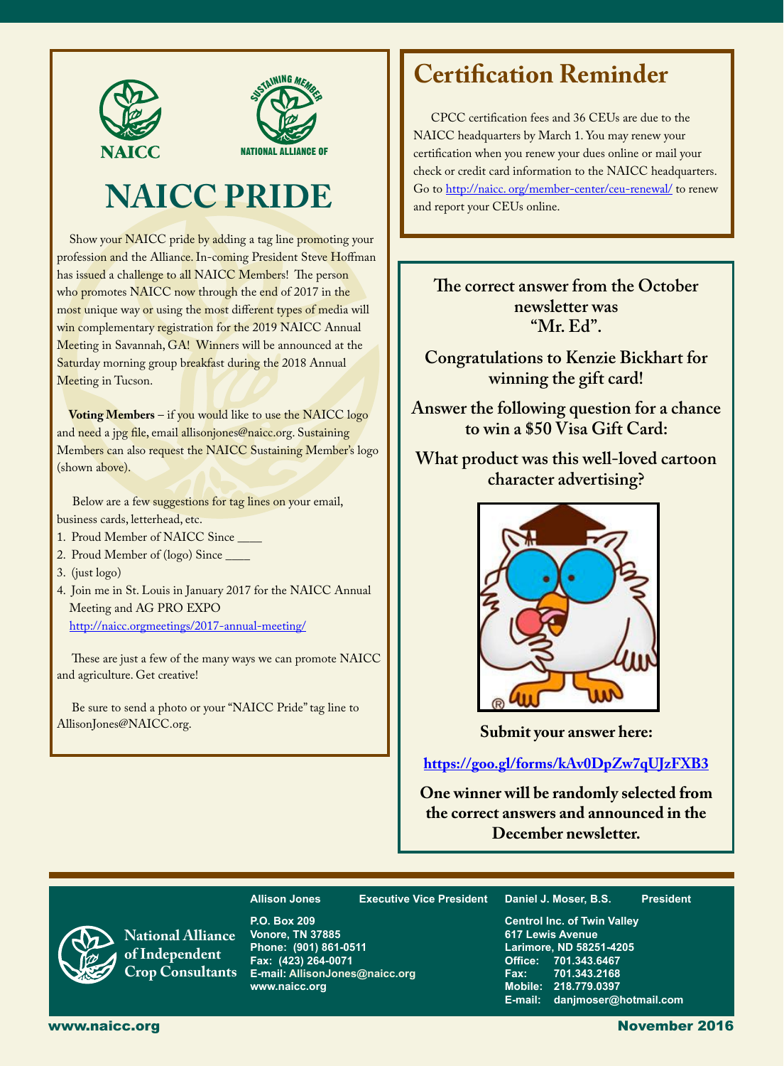# NAICC PRIDE

Show your NAICC pride by adding a tag line promoting your profession and the Alliance. In-coming President Steve Hoffman has issued a challenge to all NAICC Members! The person who promotes NAICC now through the end of 2017 in the most unique way or using the most different types of media will win complementary registration for the 2019 NAICC Annual Meeting in Savannah, GA! Winners will be announced at the Saturday morning group breakfast during the 2018 Annual Meeting in Tucson.

**Voting Members** – if you would like to use the NAICC logo and need a jpg file, email allisonjones@naicc.org. Sustaining Members can also request the NAICC Sustaining Member's logo (shown above).

Below are a few suggestions for tag lines on your email, business cards, letterhead, etc.

1. Proud Member of NAICC Since ____
2. Proud Member of (logo) Since ____
3. (just logo)
4. Join me in St. Louis in January 2017 for the NAICC Annual Meeting and AG PRO EXPO http://naicc.orgmeetings/2017-annual-meeting/

These are just a few of the many ways we can promote NAICC and agriculture. Get creative!

Be sure to send a photo or your "NAICC Pride" tag line to AllisonJones@NAICC.org.

# Certification Reminder

CPCC certification fees and 36 CEUs are due to the NAICC headquarters by March 1. You may renew your certification when you renew your dues online or mail your check or credit card information to the NAICC headquarters. Go to http://naicc. org/member-center/ceu-renewal/ to renew and report your CEUs online.

**The correct answer from the October newsletter was "Mr. Ed".**

**Congratulations to Kenzie Bickhart for winning the gift card!**

**Answer the following question for a chance to win a $50 Visa Gift Card:**

**What product was this well-loved cartoon character advertising?**

**Submit your answer here:**

**https://goo.gl/forms/kAv0DpZw7qUJzFXB3**

**One winner will be randomly selected from the correct answers and announced in the December newsletter.**

---

National Alliance of Independent Crop Consultants

**Allison Jones** — Executive Vice President
P.O. Box 209
Vonore, TN 37885
Phone: (901) 861-0511
Fax: (423) 264-0071
E-mail: AllisonJones@naicc.org
www.naicc.org

**Daniel J. Moser, B.S.** — President
Centrol Inc. of Twin Valley
617 Lewis Avenue
Larimore, ND 58251-4205
Office: 701.343.6467
Fax: 701.343.2168
Mobile: 218.779.0397
E-mail: danjmoser@hotmail.com